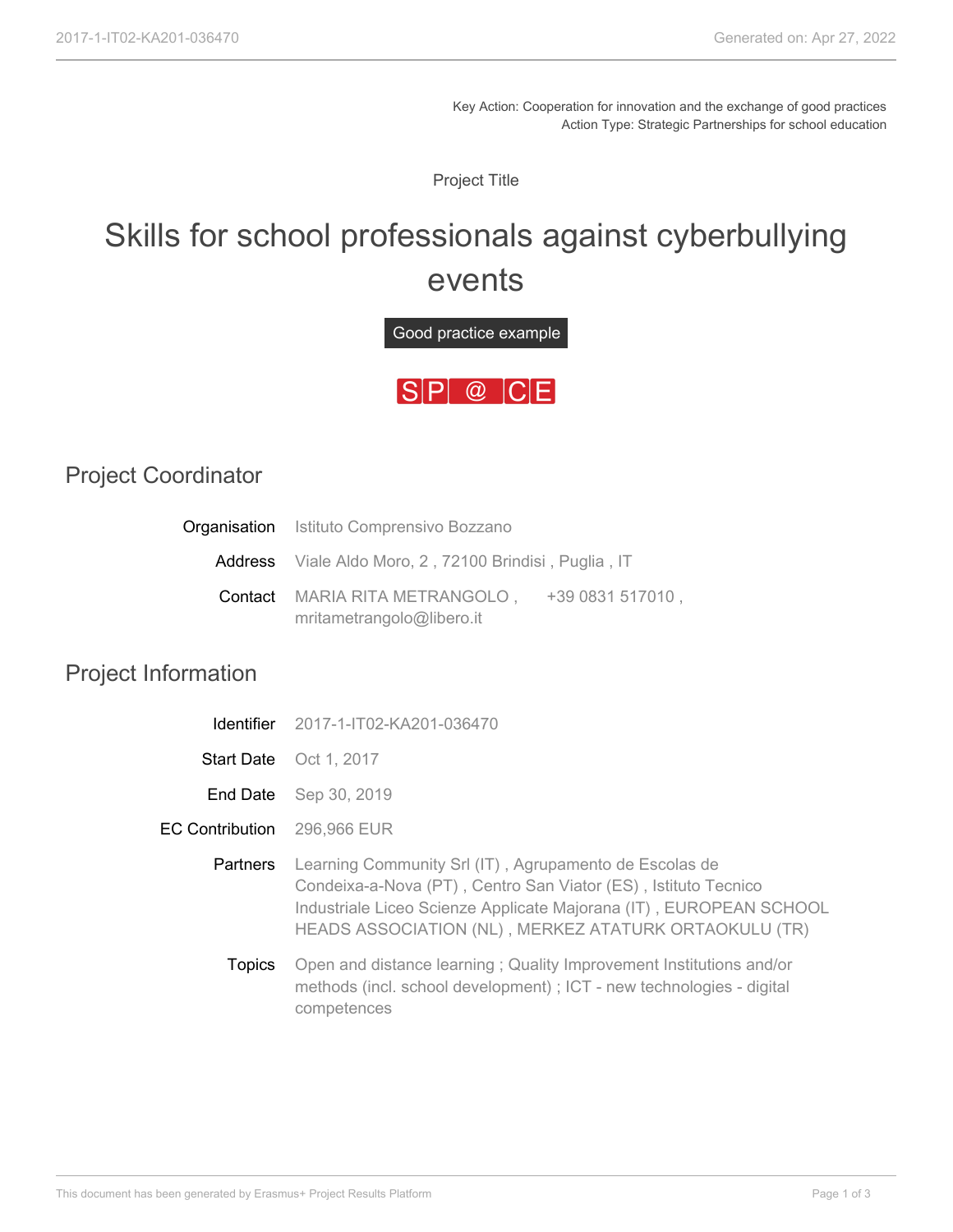Key Action: Cooperation for innovation and the exchange of good practices
Action Type: Strategic Partnerships for school education

Project Title

# Skills for school professionals against cyberbullying events

Good practice example

SP@CE

## Project Coordinator

**Organisation** Istituto Comprensivo Bozzano

**Address** Viale Aldo Moro, 2 , 72100 Brindisi , Puglia , IT

**Contact** MARIA RITA METRANGOLO , +39 0831 517010 , mritametrangolo@libero.it

## Project Information

**Identifier** 2017-1-IT02-KA201-036470

**Start Date** Oct 1, 2017

**End Date** Sep 30, 2019

**EC Contribution** 296,966 EUR

**Partners** Learning Community Srl (IT) , Agrupamento de Escolas de Condeixa-a-Nova (PT) , Centro San Viator (ES) , Istituto Tecnico Industriale Liceo Scienze Applicate Majorana (IT) , EUROPEAN SCHOOL HEADS ASSOCIATION (NL) , MERKEZ ATATURK ORTAOKULU (TR)

**Topics** Open and distance learning ; Quality Improvement Institutions and/or methods (incl. school development) ; ICT - new technologies - digital competences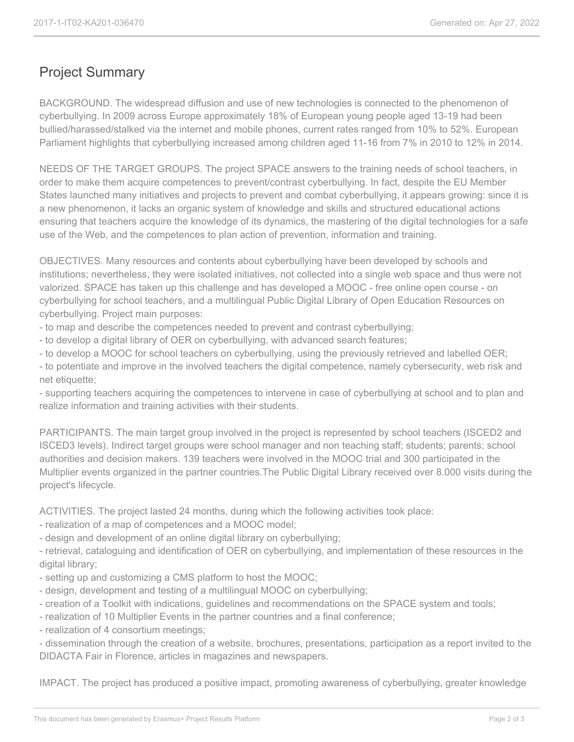## Project Summary

BACKGROUND. The widespread diffusion and use of new technologies is connected to the phenomenon of cyberbullying. In 2009 across Europe approximately 18% of European young people aged 13-19 had been bullied/harassed/stalked via the internet and mobile phones, current rates ranged from 10% to 52%. European Parliament highlights that cyberbullying increased among children aged 11-16 from 7% in 2010 to 12% in 2014.

NEEDS OF THE TARGET GROUPS. The project SPACE answers to the training needs of school teachers, in order to make them acquire competences to prevent/contrast cyberbullying. In fact, despite the EU Member States launched many initiatives and projects to prevent and combat cyberbullying, it appears growing: since it is a new phenomenon, it lacks an organic system of knowledge and skills and structured educational actions ensuring that teachers acquire the knowledge of its dynamics, the mastering of the digital technologies for a safe use of the Web, and the competences to plan action of prevention, information and training.

OBJECTIVES. Many resources and contents about cyberbullying have been developed by schools and institutions; nevertheless, they were isolated initiatives, not collected into a single web space and thus were not valorized. SPACE has taken up this challenge and has developed a MOOC - free online open course - on cyberbullying for school teachers, and a multilingual Public Digital Library of Open Education Resources on cyberbullying. Project main purposes:

- to map and describe the competences needed to prevent and contrast cyberbullying;
- to develop a digital library of OER on cyberbullying, with advanced search features;
- to develop a MOOC for school teachers on cyberbullying, using the previously retrieved and labelled OER;
- to potentiate and improve in the involved teachers the digital competence, namely cybersecurity, web risk and net etiquette;
- supporting teachers acquiring the competences to intervene in case of cyberbullying at school and to plan and realize information and training activities with their students.

PARTICIPANTS. The main target group involved in the project is represented by school teachers (ISCED2 and ISCED3 levels). Indirect target groups were school manager and non teaching staff; students; parents; school authorities and decision makers. 139 teachers were involved in the MOOC trial and 300 participated in the Multiplier events organized in the partner countries.The Public Digital Library received over 8.000 visits during the project's lifecycle.

ACTIVITIES. The project lasted 24 months, during which the following activities took place:

- realization of a map of competences and a MOOC model;
- design and development of an online digital library on cyberbullying;
- retrieval, cataloguing and identification of OER on cyberbullying, and implementation of these resources in the digital library;
- setting up and customizing a CMS platform to host the MOOC;
- design, development and testing of a multilingual MOOC on cyberbullying;
- creation of a Toolkit with indications, guidelines and recommendations on the SPACE system and tools;
- realization of 10 Multiplier Events in the partner countries and a final conference;
- realization of 4 consortium meetings;
- dissemination through the creation of a website, brochures, presentations, participation as a report invited to the DIDACTA Fair in Florence, articles in magazines and newspapers.

IMPACT. The project has produced a positive impact, promoting awareness of cyberbullying, greater knowledge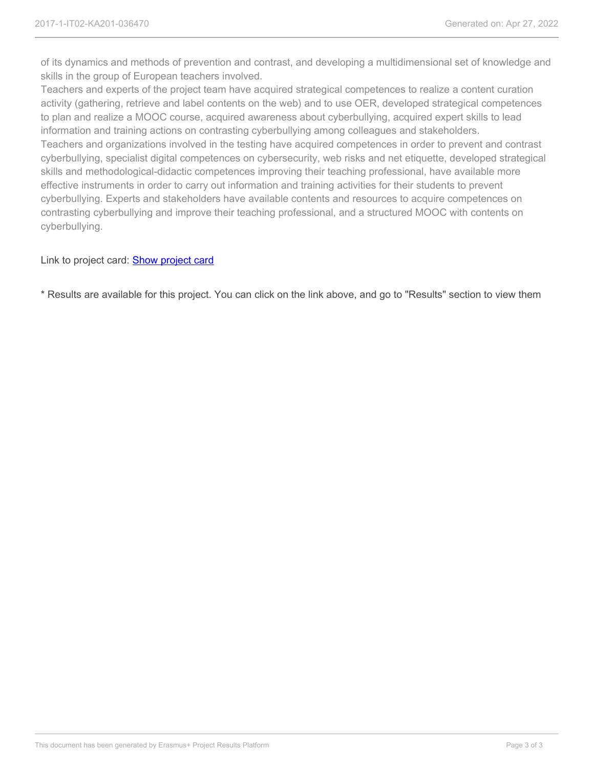of its dynamics and methods of prevention and contrast, and developing a multidimensional set of knowledge and skills in the group of European teachers involved.

Teachers and experts of the project team have acquired strategical competences to realize a content curation activity (gathering, retrieve and label contents on the web) and to use OER, developed strategical competences to plan and realize a MOOC course, acquired awareness about cyberbullying, acquired expert skills to lead information and training actions on contrasting cyberbullying among colleagues and stakeholders.

Teachers and organizations involved in the testing have acquired competences in order to prevent and contrast cyberbullying, specialist digital competences on cybersecurity, web risks and net etiquette, developed strategical skills and methodological-didactic competences improving their teaching professional, have available more effective instruments in order to carry out information and training activities for their students to prevent cyberbullying. Experts and stakeholders have available contents and resources to acquire competences on contrasting cyberbullying and improve their teaching professional, and a structured MOOC with contents on cyberbullying.

Link to project card: Show project card

* Results are available for this project. You can click on the link above, and go to "Results" section to view them